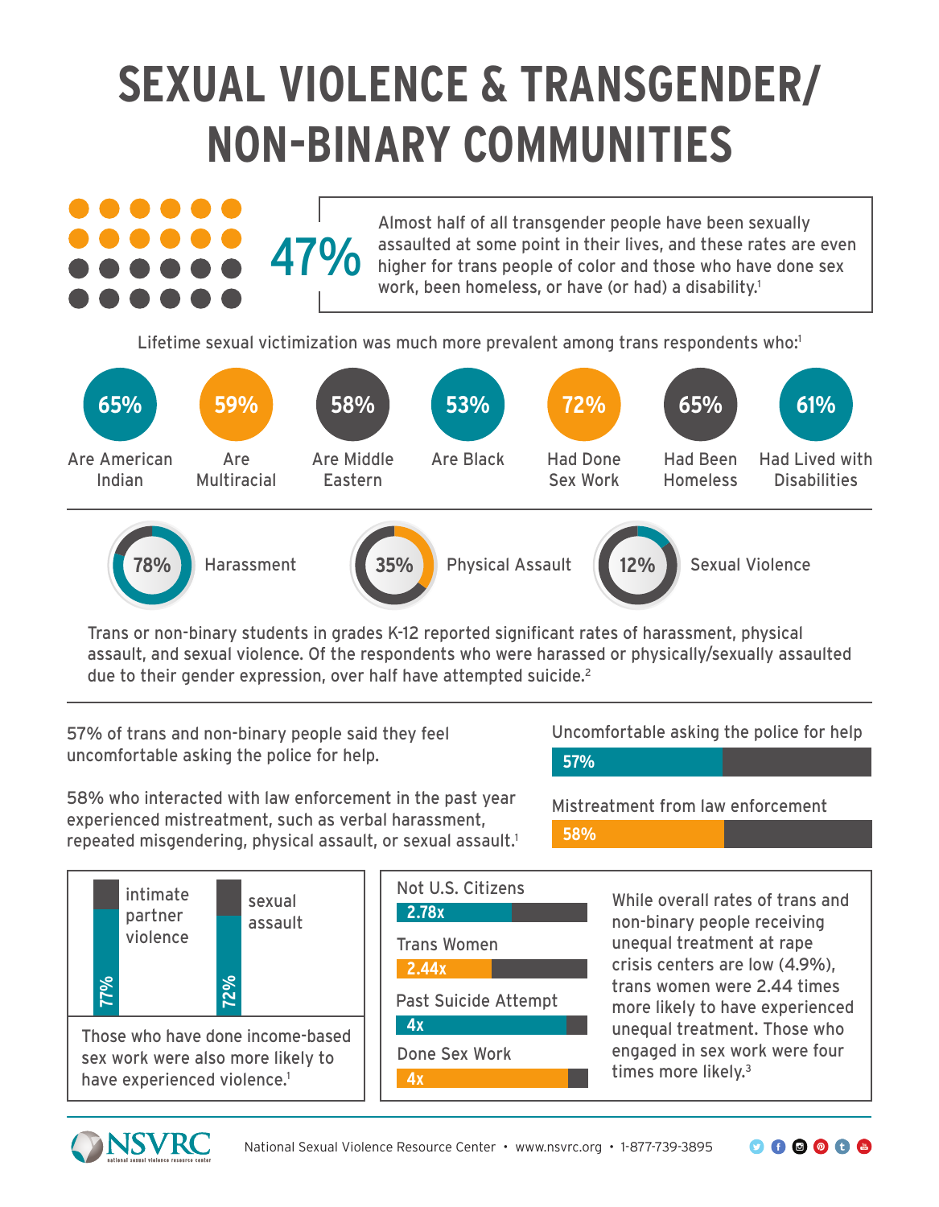# SEXUAL VIOLENCE & TRANSGENDER/ NON-BINARY COMMUNITIES

**47%**

Almost half of all transgender people have been sexually assaulted at some point in their lives, and these rates are even higher for trans people of color and those who have done sex work, been homeless, or have (or had) a disability.[1]

Lifetime sexual victimization was much more prevalent among trans respondents who:[1]

- **65%** Are American Indian
- **59%** Are Multiracial
- **58%** Are Middle Eastern
- **53%** Are Black
- **72%** Had Done Sex Work
- **65%** Had Been Homeless
- **61%** Had Lived with Disabilities

---

- **78%** Harassment
- **35%** Physical Assault
- **12%** Sexual Violence

Trans or non-binary students in grades K-12 reported significant rates of harassment, physical assault, and sexual violence. Of the respondents who were harassed or physically/sexually assaulted due to their gender expression, over half have attempted suicide.[2]

---

57% of trans and non-binary people said they feel uncomfortable asking the police for help.

58% who interacted with law enforcement in the past year experienced mistreatment, such as verbal harassment, repeated misgendering, physical assault, or sexual assault.[1]

- Uncomfortable asking the police for help: **57%**
- Mistreatment from law enforcement: **58%**

---

- **77%** intimate partner violence
- **72%** sexual assault

Those who have done income-based sex work were also more likely to have experienced violence.[1]

---

- Not U.S. Citizens: **2.78x**
- Trans Women: **2.44x**
- Past Suicide Attempt: **4x**
- Done Sex Work: **4x**

While overall rates of trans and non-binary people receiving unequal treatment at rape crisis centers are low (4.9%), trans women were 2.44 times more likely to have experienced unequal treatment. Those who engaged in sex work were four times more likely.[3]

---

NSVRC — National Sexual Violence Resource Center • www.nsvrc.org • 1-877-739-3895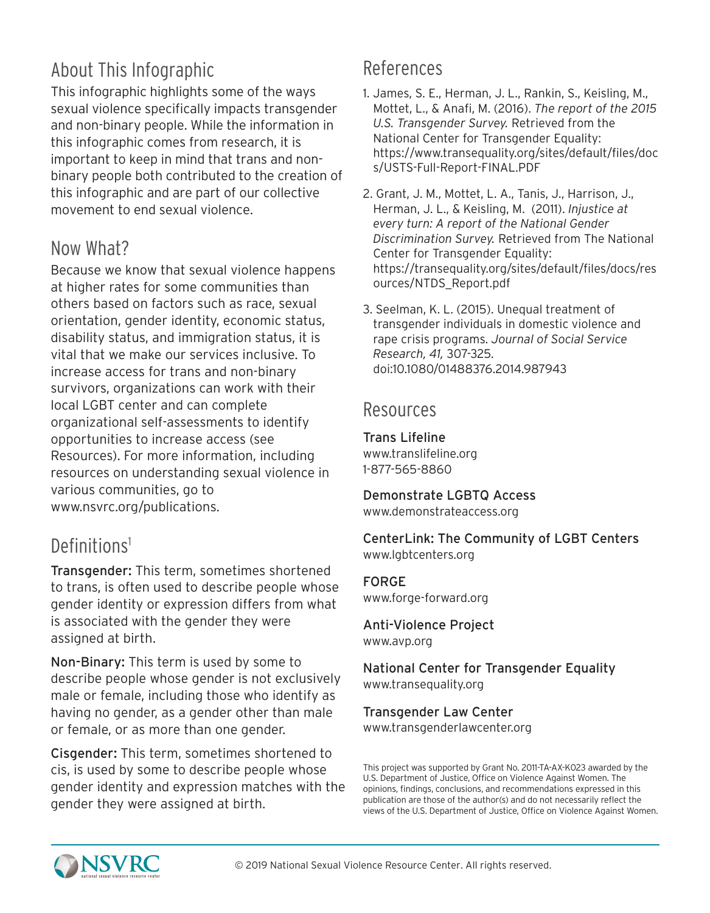## About This Infographic

This infographic highlights some of the ways sexual violence specifically impacts transgender and non-binary people. While the information in this infographic comes from research, it is important to keep in mind that trans and non-binary people both contributed to the creation of this infographic and are part of our collective movement to end sexual violence.

## Now What?

Because we know that sexual violence happens at higher rates for some communities than others based on factors such as race, sexual orientation, gender identity, economic status, disability status, and immigration status, it is vital that we make our services inclusive. To increase access for trans and non-binary survivors, organizations can work with their local LGBT center and can complete organizational self-assessments to identify opportunities to increase access (see Resources). For more information, including resources on understanding sexual violence in various communities, go to www.nsvrc.org/publications.

## Definitions[1]

**Transgender:** This term, sometimes shortened to trans, is often used to describe people whose gender identity or expression differs from what is associated with the gender they were assigned at birth.

**Non-Binary:** This term is used by some to describe people whose gender is not exclusively male or female, including those who identify as having no gender, as a gender other than male or female, or as more than one gender.

**Cisgender:** This term, sometimes shortened to cis, is used by some to describe people whose gender identity and expression matches with the gender they were assigned at birth.

## References

1. James, S. E., Herman, J. L., Rankin, S., Keisling, M., Mottet, L., & Anafi, M. (2016). *The report of the 2015 U.S. Transgender Survey.* Retrieved from the National Center for Transgender Equality: https://www.transequality.org/sites/default/files/docs/USTS-Full-Report-FINAL.PDF

2. Grant, J. M., Mottet, L. A., Tanis, J., Harrison, J., Herman, J. L., & Keisling, M. (2011). *Injustice at every turn: A report of the National Gender Discrimination Survey.* Retrieved from The National Center for Transgender Equality: https://transequality.org/sites/default/files/docs/resources/NTDS_Report.pdf

3. Seelman, K. L. (2015). Unequal treatment of transgender individuals in domestic violence and rape crisis programs. *Journal of Social Service Research, 41,* 307-325. doi:10.1080/01488376.2014.987943

## Resources

**Trans Lifeline**
www.translifeline.org
1-877-565-8860

**Demonstrate LGBTQ Access**
www.demonstrateaccess.org

**CenterLink: The Community of LGBT Centers**
www.lgbtcenters.org

**FORGE**
www.forge-forward.org

**Anti-Violence Project**
www.avp.org

**National Center for Transgender Equality**
www.transequality.org

**Transgender Law Center**
www.transgenderlawcenter.org

This project was supported by Grant No. 2011-TA-AX-K023 awarded by the U.S. Department of Justice, Office on Violence Against Women. The opinions, findings, conclusions, and recommendations expressed in this publication are those of the author(s) and do not necessarily reflect the views of the U.S. Department of Justice, Office on Violence Against Women.

NSVRC national sexual violence resource center

© 2019 National Sexual Violence Resource Center. All rights reserved.